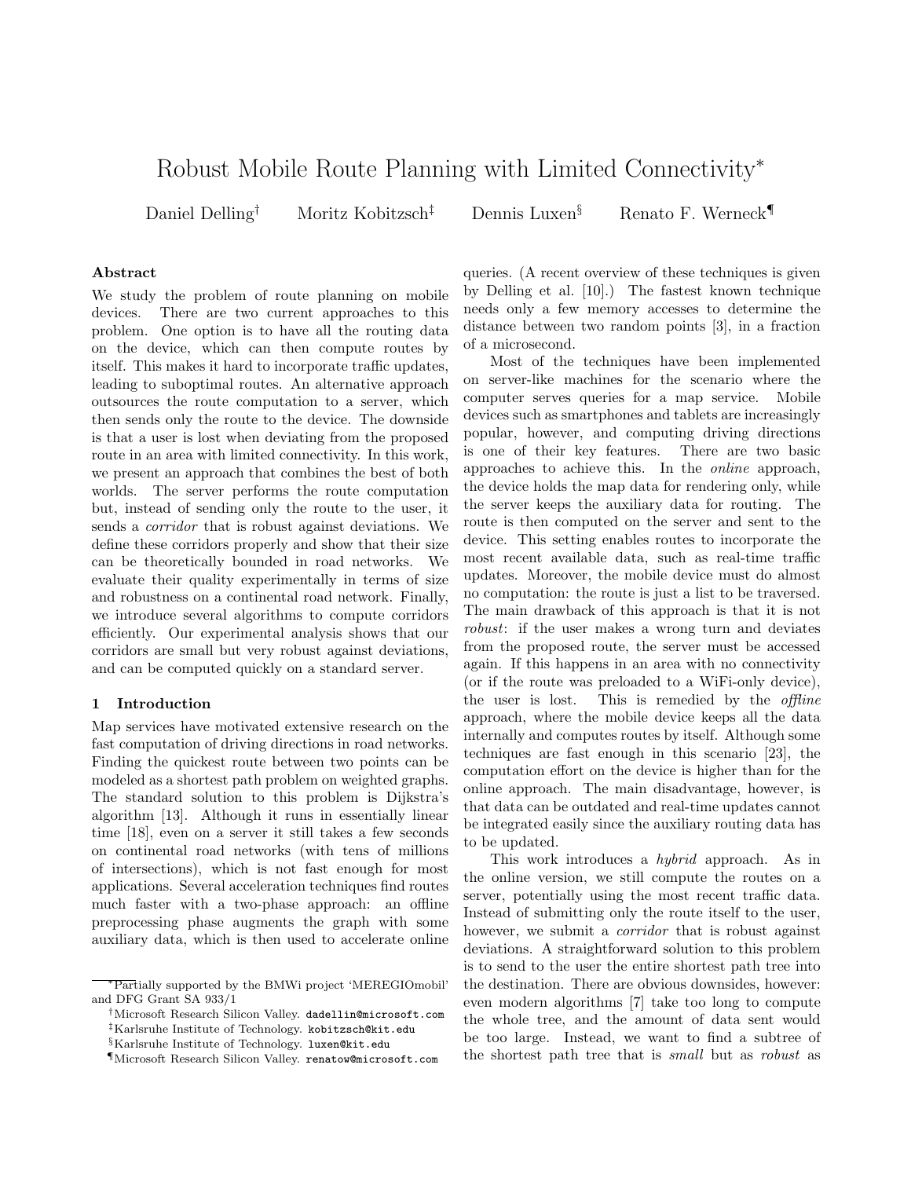# Robust Mobile Route Planning with Limited Connectivity*

Daniel Delling† Moritz Kobitzsch‡ Dennis Luxen§ Renato F. Werneck¶

### Abstract

We study the problem of route planning on mobile devices. There are two current approaches to this problem. One option is to have all the routing data on the device, which can then compute routes by itself. This makes it hard to incorporate traffic updates, leading to suboptimal routes. An alternative approach outsources the route computation to a server, which then sends only the route to the device. The downside is that a user is lost when deviating from the proposed route in an area with limited connectivity. In this work, we present an approach that combines the best of both worlds. The server performs the route computation but, instead of sending only the route to the user, it sends a *corridor* that is robust against deviations. We define these corridors properly and show that their size can be theoretically bounded in road networks. We evaluate their quality experimentally in terms of size and robustness on a continental road network. Finally, we introduce several algorithms to compute corridors efficiently. Our experimental analysis shows that our corridors are small but very robust against deviations, and can be computed quickly on a standard server.

## 1 Introduction

Map services have motivated extensive research on the fast computation of driving directions in road networks. Finding the quickest route between two points can be modeled as a shortest path problem on weighted graphs. The standard solution to this problem is Dijkstra's algorithm [13]. Although it runs in essentially linear time [18], even on a server it still takes a few seconds on continental road networks (with tens of millions of intersections), which is not fast enough for most applications. Several acceleration techniques find routes much faster with a two-phase approach: an offline preprocessing phase augments the graph with some auxiliary data, which is then used to accelerate online queries. (A recent overview of these techniques is given by Delling et al. [10].) The fastest known technique needs only a few memory accesses to determine the distance between two random points [3], in a fraction of a microsecond.

Most of the techniques have been implemented on server-like machines for the scenario where the computer serves queries for a map service. Mobile devices such as smartphones and tablets are increasingly popular, however, and computing driving directions is one of their key features. There are two basic approaches to achieve this. In the *online* approach, the device holds the map data for rendering only, while the server keeps the auxiliary data for routing. The route is then computed on the server and sent to the device. This setting enables routes to incorporate the most recent available data, such as real-time traffic updates. Moreover, the mobile device must do almost no computation: the route is just a list to be traversed. The main drawback of this approach is that it is not *robust*: if the user makes a wrong turn and deviates from the proposed route, the server must be accessed again. If this happens in an area with no connectivity (or if the route was preloaded to a WiFi-only device), the user is lost. This is remedied by the *offline* approach, where the mobile device keeps all the data internally and computes routes by itself. Although some techniques are fast enough in this scenario [23], the computation effort on the device is higher than for the online approach. The main disadvantage, however, is that data can be outdated and real-time updates cannot be integrated easily since the auxiliary routing data has to be updated.

This work introduces a *hybrid* approach. As in the online version, we still compute the routes on a server, potentially using the most recent traffic data. Instead of submitting only the route itself to the user, however, we submit a *corridor* that is robust against deviations. A straightforward solution to this problem is to send to the user the entire shortest path tree into the destination. There are obvious downsides, however: even modern algorithms [7] take too long to compute the whole tree, and the amount of data sent would be too large. Instead, we want to find a subtree of the shortest path tree that is *small* but as *robust* as

---

*Partially supported by the BMWi project 'MEREGIOmobil' and DFG Grant SA 933/1

†Microsoft Research Silicon Valley. dadellin@microsoft.com

‡Karlsruhe Institute of Technology. kobitzsch@kit.edu

§Karlsruhe Institute of Technology. luxen@kit.edu

¶Microsoft Research Silicon Valley. renatow@microsoft.com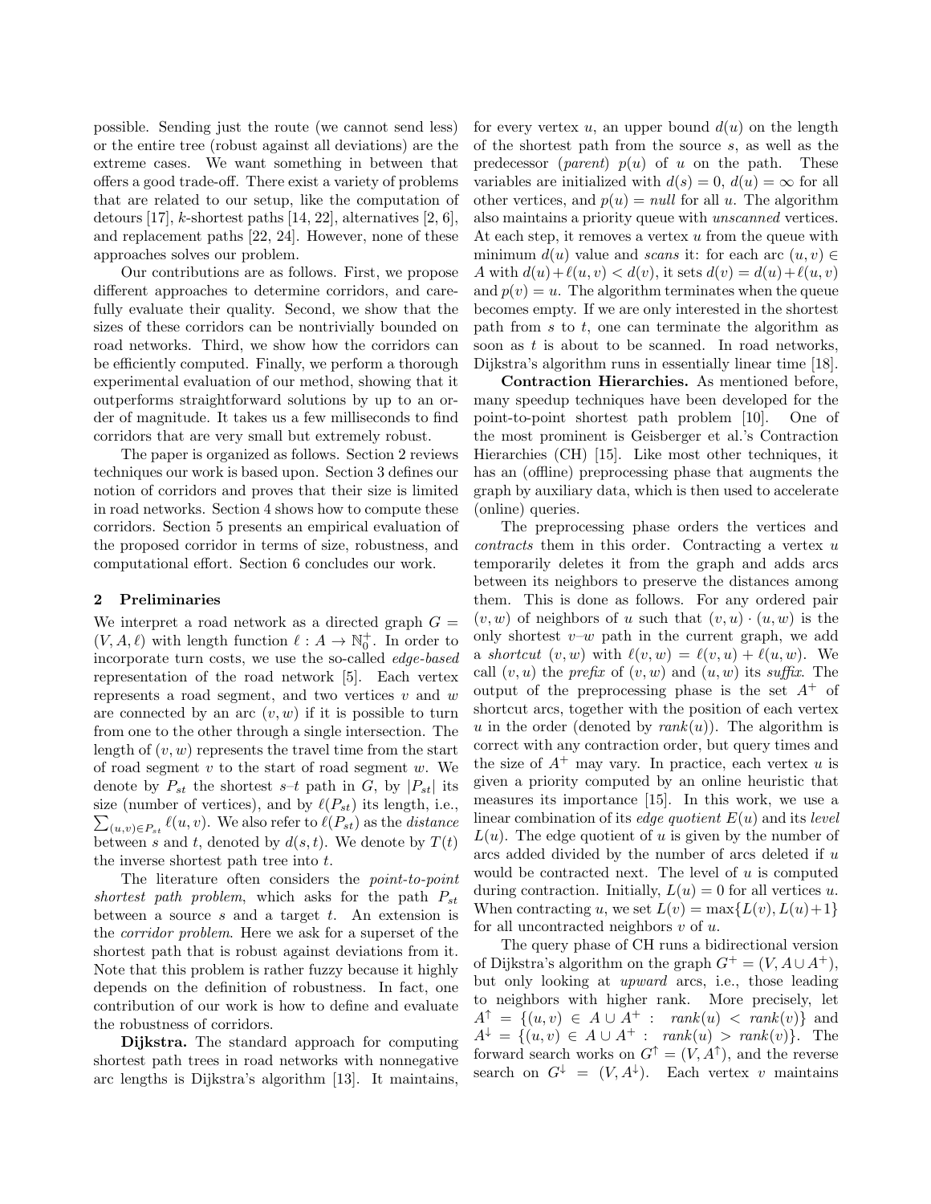possible. Sending just the route (we cannot send less) or the entire tree (robust against all deviations) are the extreme cases. We want something in between that offers a good trade-off. There exist a variety of problems that are related to our setup, like the computation of detours [17], $k$-shortest paths [14, 22], alternatives [2, 6], and replacement paths [22, 24]. However, none of these approaches solves our problem.

Our contributions are as follows. First, we propose different approaches to determine corridors, and carefully evaluate their quality. Second, we show that the sizes of these corridors can be nontrivially bounded on road networks. Third, we show how the corridors can be efficiently computed. Finally, we perform a thorough experimental evaluation of our method, showing that it outperforms straightforward solutions by up to an order of magnitude. It takes us a few milliseconds to find corridors that are very small but extremely robust.

The paper is organized as follows. Section 2 reviews techniques our work is based upon. Section 3 defines our notion of corridors and proves that their size is limited in road networks. Section 4 shows how to compute these corridors. Section 5 presents an empirical evaluation of the proposed corridor in terms of size, robustness, and computational effort. Section 6 concludes our work.

## 2 Preliminaries

We interpret a road network as a directed graph $G = (V, A, \ell)$ with length function $\ell : A \to \mathbb{N}_0^+$. In order to incorporate turn costs, we use the so-called *edge-based* representation of the road network [5]. Each vertex represents a road segment, and two vertices $v$ and $w$ are connected by an arc $(v, w)$ if it is possible to turn from one to the other through a single intersection. The length of $(v, w)$ represents the travel time from the start of road segment $v$ to the start of road segment $w$. We denote by $P_{st}$ the shortest $s$–$t$ path in $G$, by $|P_{st}|$ its size (number of vertices), and by $\ell(P_{st})$ its length, i.e., $\sum_{(u,v)\in P_{st}} \ell(u, v)$. We also refer to $\ell(P_{st})$ as the *distance* between $s$ and $t$, denoted by $d(s, t)$. We denote by $T(t)$ the inverse shortest path tree into $t$.

The literature often considers the *point-to-point shortest path problem*, which asks for the path $P_{st}$ between a source $s$ and a target $t$. An extension is the *corridor problem*. Here we ask for a superset of the shortest path that is robust against deviations from it. Note that this problem is rather fuzzy because it highly depends on the definition of robustness. In fact, one contribution of our work is how to define and evaluate the robustness of corridors.

**Dijkstra.** The standard approach for computing shortest path trees in road networks with nonnegative arc lengths is Dijkstra's algorithm [13]. It maintains, for every vertex $u$, an upper bound $d(u)$ on the length of the shortest path from the source $s$, as well as the predecessor (*parent*) $p(u)$ of $u$ on the path. These variables are initialized with $d(s) = 0$, $d(u) = \infty$ for all other vertices, and $p(u) = null$ for all $u$. The algorithm also maintains a priority queue with *unscanned* vertices. At each step, it removes a vertex $u$ from the queue with minimum $d(u)$ value and *scans* it: for each arc $(u, v) \in A$ with $d(u) + \ell(u, v) < d(v)$, it sets $d(v) = d(u) + \ell(u, v)$ and $p(v) = u$. The algorithm terminates when the queue becomes empty. If we are only interested in the shortest path from $s$ to $t$, one can terminate the algorithm as soon as $t$ is about to be scanned. In road networks, Dijkstra's algorithm runs in essentially linear time [18].

**Contraction Hierarchies.** As mentioned before, many speedup techniques have been developed for the point-to-point shortest path problem [10]. One of the most prominent is Geisberger et al.'s Contraction Hierarchies (CH) [15]. Like most other techniques, it has an (offline) preprocessing phase that augments the graph by auxiliary data, which is then used to accelerate (online) queries.

The preprocessing phase orders the vertices and *contracts* them in this order. Contracting a vertex $u$ temporarily deletes it from the graph and adds arcs between its neighbors to preserve the distances among them. This is done as follows. For any ordered pair $(v, w)$ of neighbors of $u$ such that $(v, u) \cdot (u, w)$ is the only shortest $v$–$w$ path in the current graph, we add a *shortcut* $(v, w)$ with $\ell(v, w) = \ell(v, u) + \ell(u, w)$. We call $(v, u)$ the *prefix* of $(v, w)$ and $(u, w)$ its *suffix*. The output of the preprocessing phase is the set $A^+$ of shortcut arcs, together with the position of each vertex $u$ in the order (denoted by $rank(u)$). The algorithm is correct with any contraction order, but query times and the size of $A^+$ may vary. In practice, each vertex $u$ is given a priority computed by an online heuristic that measures its importance [15]. In this work, we use a linear combination of its *edge quotient* $E(u)$ and its *level* $L(u)$. The edge quotient of $u$ is given by the number of arcs added divided by the number of arcs deleted if $u$ would be contracted next. The level of $u$ is computed during contraction. Initially, $L(u) = 0$ for all vertices $u$. When contracting $u$, we set $L(v) = \max\{L(v), L(u)+1\}$ for all uncontracted neighbors $v$ of $u$.

The query phase of CH runs a bidirectional version of Dijkstra's algorithm on the graph $G^+ = (V, A \cup A^+)$, but only looking at *upward* arcs, i.e., those leading to neighbors with higher rank. More precisely, let $A^\uparrow = \{(u, v) \in A \cup A^+ : rank(u) < rank(v)\}$ and $A^\downarrow = \{(u, v) \in A \cup A^+ : rank(u) > rank(v)\}$. The forward search works on $G^\uparrow = (V, A^\uparrow)$, and the reverse search on $G^\downarrow = (V, A^\downarrow)$. Each vertex $v$ maintains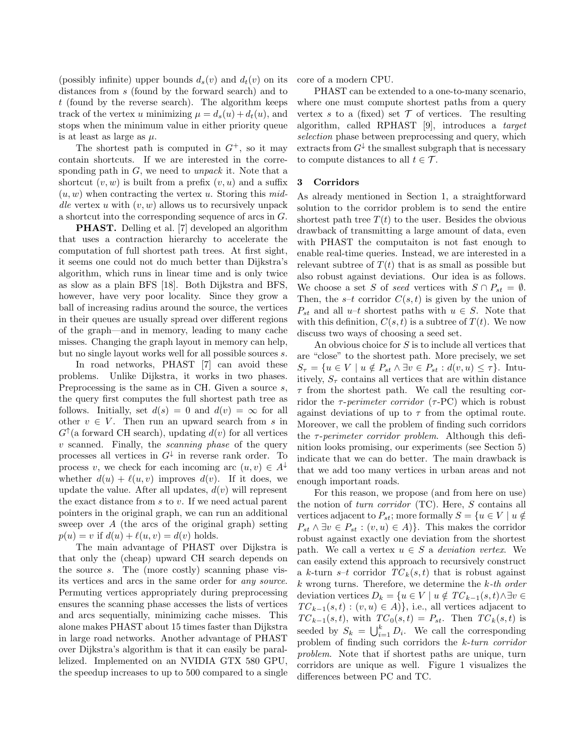(possibly infinite) upper bounds $d_s(v)$ and $d_t(v)$ on its distances from $s$ (found by the forward search) and to $t$ (found by the reverse search). The algorithm keeps track of the vertex $u$ minimizing $\mu = d_s(u) + d_t(u)$, and stops when the minimum value in either priority queue is at least as large as $\mu$.

The shortest path is computed in $G^+$, so it may contain shortcuts. If we are interested in the corresponding path in $G$, we need to *unpack* it. Note that a shortcut $(v, w)$ is built from a prefix $(v, u)$ and a suffix $(u, w)$ when contracting the vertex $u$. Storing this *middle* vertex $u$ with $(v, w)$ allows us to recursively unpack a shortcut into the corresponding sequence of arcs in $G$.

**PHAST.** Delling et al. [7] developed an algorithm that uses a contraction hierarchy to accelerate the computation of full shortest path trees. At first sight, it seems one could not do much better than Dijkstra's algorithm, which runs in linear time and is only twice as slow as a plain BFS [18]. Both Dijkstra and BFS, however, have very poor locality. Since they grow a ball of increasing radius around the source, the vertices in their queues are usually spread over different regions of the graph—and in memory, leading to many cache misses. Changing the graph layout in memory can help, but no single layout works well for all possible sources $s$.

In road networks, PHAST [7] can avoid these problems. Unlike Dijkstra, it works in two phases. Preprocessing is the same as in CH. Given a source $s$, the query first computes the full shortest path tree as follows. Initially, set $d(s) = 0$ and $d(v) = \infty$ for all other $v \in V$. Then run an upward search from $s$ in $G^{\uparrow}$(a forward CH search), updating $d(v)$ for all vertices $v$ scanned. Finally, the *scanning phase* of the query processes all vertices in $G^{\downarrow}$ in reverse rank order. To process $v$, we check for each incoming arc $(u, v) \in A^{\downarrow}$ whether $d(u) + \ell(u, v)$ improves $d(v)$. If it does, we update the value. After all updates, $d(v)$ will represent the exact distance from $s$ to $v$. If we need actual parent pointers in the original graph, we can run an additional sweep over $A$ (the arcs of the original graph) setting $p(u) = v$ if $d(u) + \ell(u, v) = d(v)$ holds.

The main advantage of PHAST over Dijkstra is that only the (cheap) upward CH search depends on the source $s$. The (more costly) scanning phase visits its vertices and arcs in the same order for *any source.* Permuting vertices appropriately during preprocessing ensures the scanning phase accesses the lists of vertices and arcs sequentially, minimizing cache misses. This alone makes PHAST about 15 times faster than Dijkstra in large road networks. Another advantage of PHAST over Dijkstra's algorithm is that it can easily be parallelized. Implemented on an NVIDIA GTX 580 GPU, the speedup increases to up to 500 compared to a single core of a modern CPU.

PHAST can be extended to a one-to-many scenario, where one must compute shortest paths from a query vertex $s$ to a (fixed) set $\mathcal{T}$ of vertices. The resulting algorithm, called RPHAST [9], introduces a *target selection* phase between preprocessing and query, which extracts from $G^{\downarrow}$ the smallest subgraph that is necessary to compute distances to all $t \in \mathcal{T}$.

## 3 Corridors

As already mentioned in Section 1, a straightforward solution to the corridor problem is to send the entire shortest path tree $T(t)$ to the user. Besides the obvious drawback of transmitting a large amount of data, even with PHAST the computaiton is not fast enough to enable real-time queries. Instead, we are interested in a relevant subtree of $T(t)$ that is as small as possible but also robust against deviations. Our idea is as follows. We choose a set $S$ of *seed* vertices with $S \cap P_{st} = \emptyset$. Then, the $s$–$t$ corridor $C(s, t)$ is given by the union of $P_{st}$ and all $u$–$t$ shortest paths with $u \in S$. Note that with this definition, $C(s, t)$ is a subtree of $T(t)$. We now discuss two ways of choosing a seed set.

An obvious choice for $S$ is to include all vertices that are "close" to the shortest path. More precisely, we set $S_\tau = \{u \in V \mid u \notin P_{st} \wedge \exists v \in P_{st} : d(v, u) \leq \tau\}$. Intuitively, $S_\tau$ contains all vertices that are within distance $\tau$ from the shortest path. We call the resulting corridor the *$\tau$-perimeter corridor* ($\tau$-PC) which is robust against deviations of up to $\tau$ from the optimal route. Moreover, we call the problem of finding such corridors the *$\tau$-perimeter corridor problem*. Although this definition looks promising, our experiments (see Section 5) indicate that we can do better. The main drawback is that we add too many vertices in urban areas and not enough important roads.

For this reason, we propose (and from here on use) the notion of *turn corridor* (TC). Here, $S$ contains all vertices adjacent to $P_{st}$; more formally $S = \{u \in V \mid u \notin P_{st} \wedge \exists v \in P_{st} : (v, u) \in A)\}$. This makes the corridor robust against exactly one deviation from the shortest path. We call a vertex $u \in S$ a *deviation vertex*. We can easily extend this approach to recursively construct a $k$-turn $s$–$t$ corridor $TC_k(s, t)$ that is robust against $k$ wrong turns. Therefore, we determine the *$k$-th order* deviation vertices $D_k = \{u \in V \mid u \notin TC_{k-1}(s, t) \wedge \exists v \in TC_{k-1}(s, t) : (v, u) \in A)\}$, i.e., all vertices adjacent to $TC_{k-1}(s, t)$, with $TC_0(s, t) = P_{st}$. Then $TC_k(s, t)$ is seeded by $S_k = \bigcup_{i=1}^{k} D_i$. We call the corresponding problem of finding such corridors the *$k$-turn corridor problem*. Note that if shortest paths are unique, turn corridors are unique as well. Figure 1 visualizes the differences between PC and TC.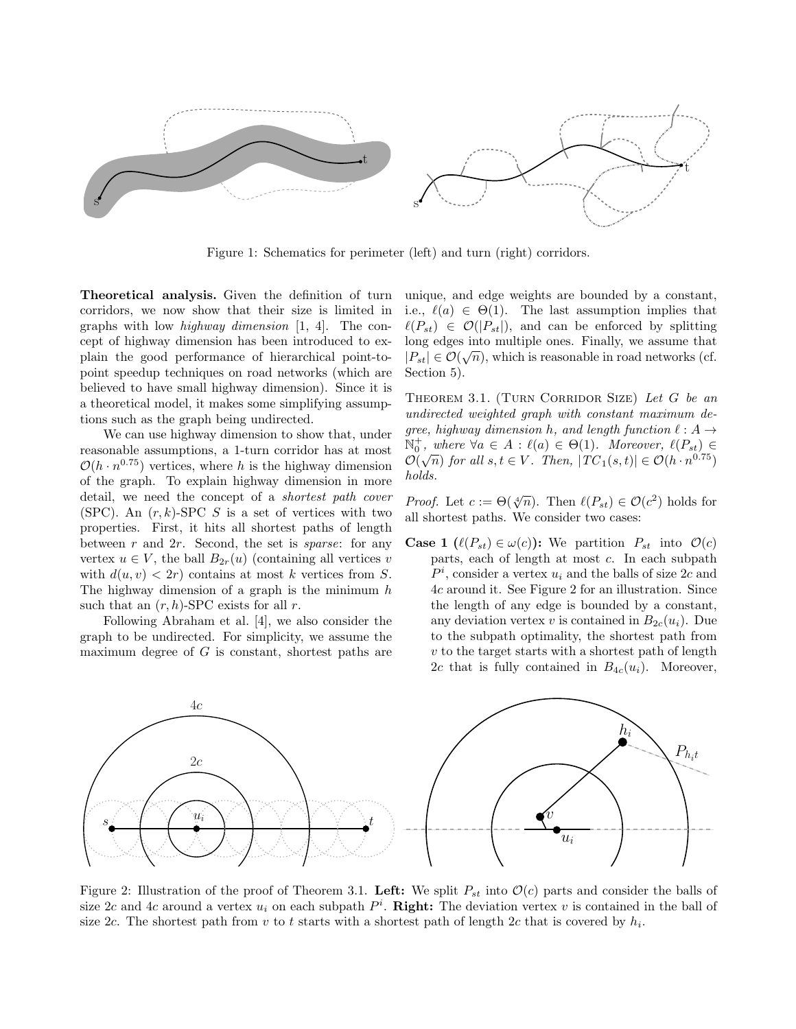Figure 1: Schematics for perimeter (left) and turn (right) corridors.

**Theoretical analysis.** Given the definition of turn corridors, we now show that their size is limited in graphs with low *highway dimension* [1, 4]. The concept of highway dimension has been introduced to explain the good performance of hierarchical point-to-point speedup techniques on road networks (which are believed to have small highway dimension). Since it is a theoretical model, it makes some simplifying assumptions such as the graph being undirected.

We can use highway dimension to show that, under reasonable assumptions, a 1-turn corridor has at most $\mathcal{O}(h \cdot n^{0.75})$ vertices, where $h$ is the highway dimension of the graph. To explain highway dimension in more detail, we need the concept of a *shortest path cover* (SPC). An $(r, k)$-SPC $S$ is a set of vertices with two properties. First, it hits all shortest paths of length between $r$ and $2r$. Second, the set is *sparse*: for any vertex $u \in V$, the ball $B_{2r}(u)$ (containing all vertices $v$ with $d(u, v) < 2r$) contains at most $k$ vertices from $S$. The highway dimension of a graph is the minimum $h$ such that an $(r, h)$-SPC exists for all $r$.

Following Abraham et al. [4], we also consider the graph to be undirected. For simplicity, we assume the maximum degree of $G$ is constant, shortest paths are unique, and edge weights are bounded by a constant, i.e., $\ell(a) \in \Theta(1)$. The last assumption implies that $\ell(P_{st}) \in \mathcal{O}(|P_{st}|)$, and can be enforced by splitting long edges into multiple ones. Finally, we assume that $|P_{st}| \in \mathcal{O}(\sqrt{n})$, which is reasonable in road networks (cf. Section 5).

Theorem 3.1. (Turn Corridor Size) *Let $G$ be an undirected weighted graph with constant maximum degree, highway dimension $h$, and length function $\ell : A \to \mathbb{N}_0^+$, where $\forall a \in A : \ell(a) \in \Theta(1)$. Moreover, $\ell(P_{st}) \in \mathcal{O}(\sqrt{n})$ for all $s, t \in V$. Then, $|TC_1(s, t)| \in \mathcal{O}(h \cdot n^{0.75})$ holds.*

*Proof.* Let $c := \Theta(\sqrt[4]{n})$. Then $\ell(P_{st}) \in \mathcal{O}(c^2)$ holds for all shortest paths. We consider two cases:

**Case 1 ($\ell(P_{st}) \in \omega(c)$):** We partition $P_{st}$ into $\mathcal{O}(c)$ parts, each of length at most $c$. In each subpath $P^i$, consider a vertex $u_i$ and the balls of size $2c$ and $4c$ around it. See Figure 2 for an illustration. Since the length of any edge is bounded by a constant, any deviation vertex $v$ is contained in $B_{2c}(u_i)$. Due to the subpath optimality, the shortest path from $v$ to the target starts with a shortest path of length $2c$ that is fully contained in $B_{4c}(u_i)$. Moreover,

Figure 2: Illustration of the proof of Theorem 3.1. **Left:** We split $P_{st}$ into $\mathcal{O}(c)$ parts and consider the balls of size $2c$ and $4c$ around a vertex $u_i$ on each subpath $P^i$. **Right:** The deviation vertex $v$ is contained in the ball of size $2c$. The shortest path from $v$ to $t$ starts with a shortest path of length $2c$ that is covered by $h_i$.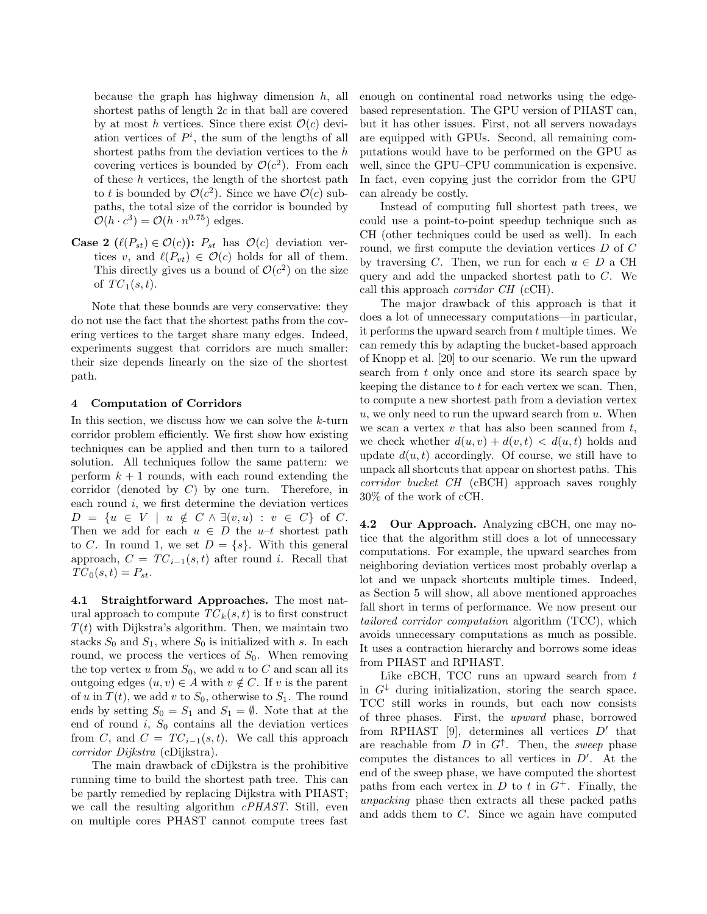because the graph has highway dimension $h$, all shortest paths of length $2c$ in that ball are covered by at most $h$ vertices. Since there exist $\mathcal{O}(c)$ deviation vertices of $P^i$, the sum of the lengths of all shortest paths from the deviation vertices to the $h$ covering vertices is bounded by $\mathcal{O}(c^2)$. From each of these $h$ vertices, the length of the shortest path to $t$ is bounded by $\mathcal{O}(c^2)$. Since we have $\mathcal{O}(c)$ subpaths, the total size of the corridor is bounded by $\mathcal{O}(h \cdot c^3) = \mathcal{O}(h \cdot n^{0.75})$ edges.

**Case 2 ($\ell(P_{st}) \in \mathcal{O}(c)$):** $P_{st}$ has $\mathcal{O}(c)$ deviation vertices $v$, and $\ell(P_{vt}) \in \mathcal{O}(c)$ holds for all of them. This directly gives us a bound of $\mathcal{O}(c^2)$ on the size of $TC_1(s,t)$.

Note that these bounds are very conservative: they do not use the fact that the shortest paths from the covering vertices to the target share many edges. Indeed, experiments suggest that corridors are much smaller: their size depends linearly on the size of the shortest path.

## 4 Computation of Corridors

In this section, we discuss how we can solve the $k$-turn corridor problem efficiently. We first show how existing techniques can be applied and then turn to a tailored solution. All techniques follow the same pattern: we perform $k+1$ rounds, with each round extending the corridor (denoted by $C$) by one turn. Therefore, in each round $i$, we first determine the deviation vertices $D = \{u \in V \mid u \notin C \wedge \exists(v,u) : v \in C\}$ of $C$. Then we add for each $u \in D$ the $u$–$t$ shortest path to $C$. In round 1, we set $D = \{s\}$. With this general approach, $C = TC_{i-1}(s,t)$ after round $i$. Recall that $TC_0(s,t) = P_{st}$.

**4.1 Straightforward Approaches.** The most natural approach to compute $TC_k(s,t)$ is to first construct $T(t)$ with Dijkstra's algorithm. Then, we maintain two stacks $S_0$ and $S_1$, where $S_0$ is initialized with $s$. In each round, we process the vertices of $S_0$. When removing the top vertex $u$ from $S_0$, we add $u$ to $C$ and scan all its outgoing edges $(u,v) \in A$ with $v \notin C$. If $v$ is the parent of $u$ in $T(t)$, we add $v$ to $S_0$, otherwise to $S_1$. The round ends by setting $S_0 = S_1$ and $S_1 = \emptyset$. Note that at the end of round $i$, $S_0$ contains all the deviation vertices from $C$, and $C = TC_{i-1}(s,t)$. We call this approach *corridor Dijkstra* (cDijkstra).

The main drawback of cDijkstra is the prohibitive running time to build the shortest path tree. This can be partly remedied by replacing Dijkstra with PHAST; we call the resulting algorithm *cPHAST*. Still, even on multiple cores PHAST cannot compute trees fast enough on continental road networks using the edge-based representation. The GPU version of PHAST can, but it has other issues. First, not all servers nowadays are equipped with GPUs. Second, all remaining computations would have to be performed on the GPU as well, since the GPU–CPU communication is expensive. In fact, even copying just the corridor from the GPU can already be costly.

Instead of computing full shortest path trees, we could use a point-to-point speedup technique such as CH (other techniques could be used as well). In each round, we first compute the deviation vertices $D$ of $C$ by traversing $C$. Then, we run for each $u \in D$ a CH query and add the unpacked shortest path to $C$. We call this approach *corridor CH* (cCH).

The major drawback of this approach is that it does a lot of unnecessary computations—in particular, it performs the upward search from $t$ multiple times. We can remedy this by adapting the bucket-based approach of Knopp et al. [20] to our scenario. We run the upward search from $t$ only once and store its search space by keeping the distance to $t$ for each vertex we scan. Then, to compute a new shortest path from a deviation vertex $u$, we only need to run the upward search from $u$. When we scan a vertex $v$ that has also been scanned from $t$, we check whether $d(u,v) + d(v,t) < d(u,t)$ holds and update $d(u,t)$ accordingly. Of course, we still have to unpack all shortcuts that appear on shortest paths. This *corridor bucket CH* (cBCH) approach saves roughly 30% of the work of cCH.

**4.2 Our Approach.** Analyzing cBCH, one may notice that the algorithm still does a lot of unnecessary computations. For example, the upward searches from neighboring deviation vertices most probably overlap a lot and we unpack shortcuts multiple times. Indeed, as Section 5 will show, all above mentioned approaches fall short in terms of performance. We now present our *tailored corridor computation* algorithm (TCC), which avoids unnecessary computations as much as possible. It uses a contraction hierarchy and borrows some ideas from PHAST and RPHAST.

Like cBCH, TCC runs an upward search from $t$ in $G^{\downarrow}$ during initialization, storing the search space. TCC still works in rounds, but each now consists of three phases. First, the *upward* phase, borrowed from RPHAST [9], determines all vertices $D'$ that are reachable from $D$ in $G^{\uparrow}$. Then, the *sweep* phase computes the distances to all vertices in $D'$. At the end of the sweep phase, we have computed the shortest paths from each vertex in $D$ to $t$ in $G^{+}$. Finally, the *unpacking* phase then extracts all these packed paths and adds them to $C$. Since we again have computed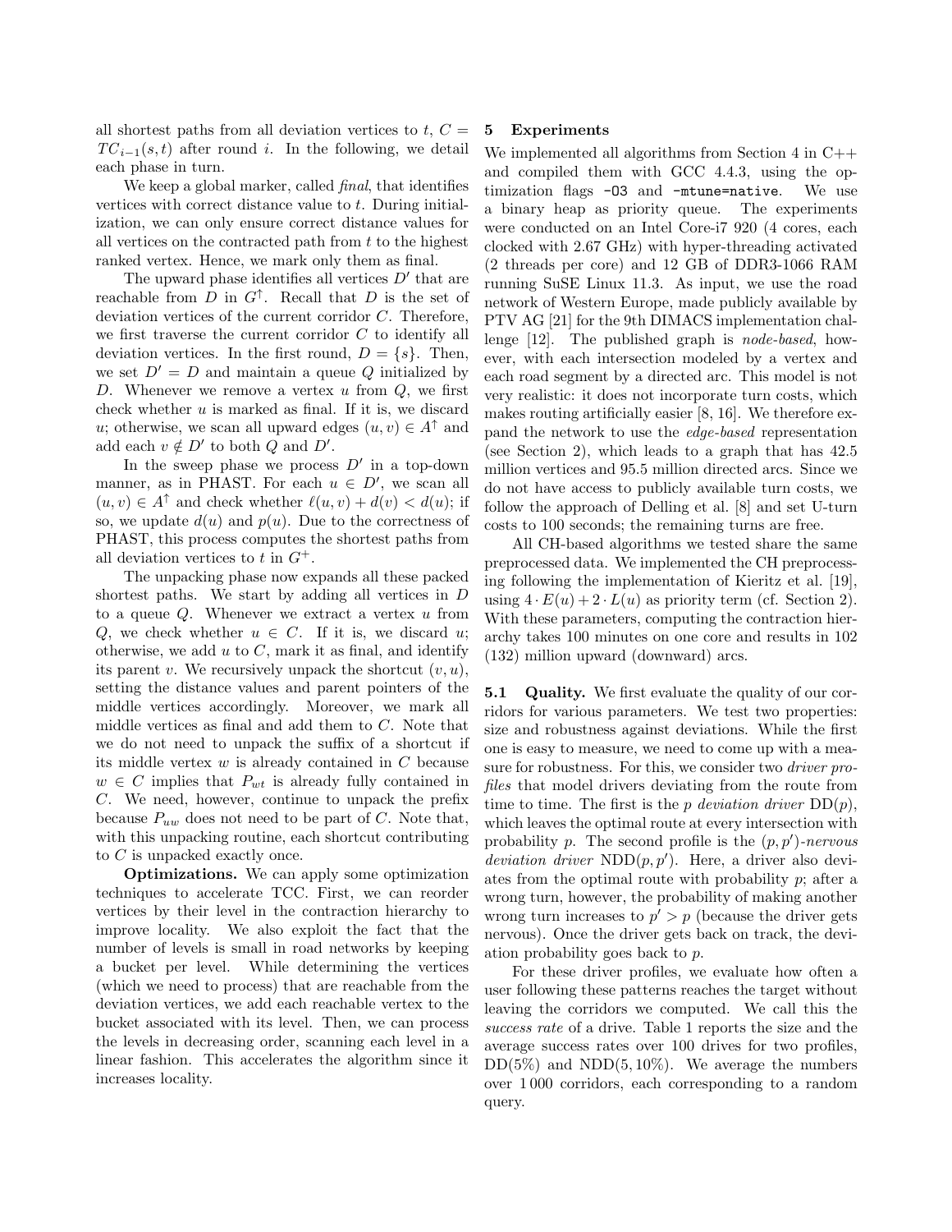all shortest paths from all deviation vertices to $t$, $C = TC_{i-1}(s,t)$ after round $i$. In the following, we detail each phase in turn.

We keep a global marker, called *final*, that identifies vertices with correct distance value to $t$. During initialization, we can only ensure correct distance values for all vertices on the contracted path from $t$ to the highest ranked vertex. Hence, we mark only them as final.

The upward phase identifies all vertices $D'$ that are reachable from $D$ in $G^{\uparrow}$. Recall that $D$ is the set of deviation vertices of the current corridor $C$. Therefore, we first traverse the current corridor $C$ to identify all deviation vertices. In the first round, $D = \{s\}$. Then, we set $D' = D$ and maintain a queue $Q$ initialized by $D$. Whenever we remove a vertex $u$ from $Q$, we first check whether $u$ is marked as final. If it is, we discard $u$; otherwise, we scan all upward edges $(u, v) \in A^{\uparrow}$ and add each $v \notin D'$ to both $Q$ and $D'$.

In the sweep phase we process $D'$ in a top-down manner, as in PHAST. For each $u \in D'$, we scan all $(u, v) \in A^{\uparrow}$ and check whether $\ell(u, v) + d(v) < d(u)$; if so, we update $d(u)$ and $p(u)$. Due to the correctness of PHAST, this process computes the shortest paths from all deviation vertices to $t$ in $G^{+}$.

The unpacking phase now expands all these packed shortest paths. We start by adding all vertices in $D$ to a queue $Q$. Whenever we extract a vertex $u$ from $Q$, we check whether $u \in C$. If it is, we discard $u$; otherwise, we add $u$ to $C$, mark it as final, and identify its parent $v$. We recursively unpack the shortcut $(v, u)$, setting the distance values and parent pointers of the middle vertices accordingly. Moreover, we mark all middle vertices as final and add them to $C$. Note that we do not need to unpack the suffix of a shortcut if its middle vertex $w$ is already contained in $C$ because $w \in C$ implies that $P_{wt}$ is already fully contained in $C$. We need, however, continue to unpack the prefix because $P_{uw}$ does not need to be part of $C$. Note that, with this unpacking routine, each shortcut contributing to $C$ is unpacked exactly once.

**Optimizations.** We can apply some optimization techniques to accelerate TCC. First, we can reorder vertices by their level in the contraction hierarchy to improve locality. We also exploit the fact that the number of levels is small in road networks by keeping a bucket per level. While determining the vertices (which we need to process) that are reachable from the deviation vertices, we add each reachable vertex to the bucket associated with its level. Then, we can process the levels in decreasing order, scanning each level in a linear fashion. This accelerates the algorithm since it increases locality.

## 5 Experiments

We implemented all algorithms from Section 4 in C++ and compiled them with GCC 4.4.3, using the optimization flags `-O3` and `-mtune=native`. We use a binary heap as priority queue. The experiments were conducted on an Intel Core-i7 920 (4 cores, each clocked with 2.67 GHz) with hyper-threading activated (2 threads per core) and 12 GB of DDR3-1066 RAM running SuSE Linux 11.3. As input, we use the road network of Western Europe, made publicly available by PTV AG [21] for the 9th DIMACS implementation challenge [12]. The published graph is *node-based*, however, with each intersection modeled by a vertex and each road segment by a directed arc. This model is not very realistic: it does not incorporate turn costs, which makes routing artificially easier [8, 16]. We therefore expand the network to use the *edge-based* representation (see Section 2), which leads to a graph that has 42.5 million vertices and 95.5 million directed arcs. Since we do not have access to publicly available turn costs, we follow the approach of Delling et al. [8] and set U-turn costs to 100 seconds; the remaining turns are free.

All CH-based algorithms we tested share the same preprocessed data. We implemented the CH preprocessing following the implementation of Kieritz et al. [19], using $4 \cdot E(u) + 2 \cdot L(u)$ as priority term (cf. Section 2). With these parameters, computing the contraction hierarchy takes 100 minutes on one core and results in 102 (132) million upward (downward) arcs.

**5.1 Quality.** We first evaluate the quality of our corridors for various parameters. We test two properties: size and robustness against deviations. While the first one is easy to measure, we need to come up with a measure for robustness. For this, we consider two *driver profiles* that model drivers deviating from the route from time to time. The first is the *p deviation driver* DD($p$), which leaves the optimal route at every intersection with probability $p$. The second profile is the $(p, p')$-*nervous deviation driver* NDD($p, p'$). Here, a driver also deviates from the optimal route with probability $p$; after a wrong turn, however, the probability of making another wrong turn increases to $p' > p$ (because the driver gets nervous). Once the driver gets back on track, the deviation probability goes back to $p$.

For these driver profiles, we evaluate how often a user following these patterns reaches the target without leaving the corridors we computed. We call this the *success rate* of a drive. Table 1 reports the size and the average success rates over 100 drives for two profiles, DD(5%) and NDD(5, 10%). We average the numbers over 1 000 corridors, each corresponding to a random query.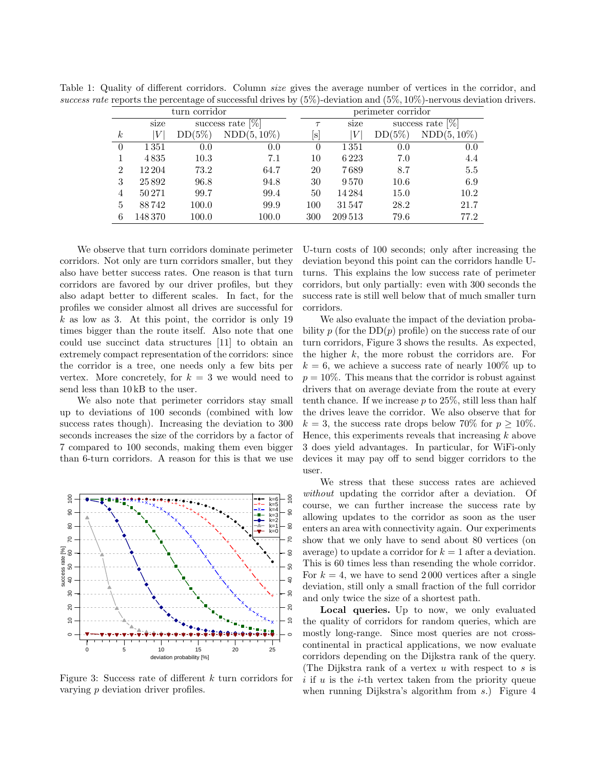Table 1: Quality of different corridors. Column *size* gives the average number of vertices in the corridor, and *success rate* reports the percentage of successful drives by (5%)-deviation and (5%, 10%)-nervous deviation drivers.

| | turn corridor | | | | perimeter corridor | | |
|---|---|---|---|---|---|---|---|
| | size | success rate [%] | | | size | success rate [%] | |
| $k$ | $\|V\|$ | DD(5%) | NDD(5, 10%) | $\tau$ [s] | $\|V\|$ | DD(5%) | NDD(5, 10%) |
| 0 | 1 351 | 0.0 | 0.0 | 0 | 1 351 | 0.0 | 0.0 |
| 1 | 4 835 | 10.3 | 7.1 | 10 | 6 223 | 7.0 | 4.4 |
| 2 | 12 204 | 73.2 | 64.7 | 20 | 7 689 | 8.7 | 5.5 |
| 3 | 25 892 | 96.8 | 94.8 | 30 | 9 570 | 10.6 | 6.9 |
| 4 | 50 271 | 99.7 | 99.4 | 50 | 14 284 | 15.0 | 10.2 |
| 5 | 88 742 | 100.0 | 99.9 | 100 | 31 547 | 28.2 | 21.7 |
| 6 | 148 370 | 100.0 | 100.0 | 300 | 209 513 | 79.6 | 77.2 |

We observe that turn corridors dominate perimeter corridors. Not only are turn corridors smaller, but they also have better success rates. One reason is that turn corridors are favored by our driver profiles, but they also adapt better to different scales. In fact, for the profiles we consider almost all drives are successful for $k$ as low as 3. At this point, the corridor is only 19 times bigger than the route itself. Also note that one could use succinct data structures [11] to obtain an extremely compact representation of the corridors: since the corridor is a tree, one needs only a few bits per vertex. More concretely, for $k = 3$ we would need to send less than 10 kB to the user.

We also note that perimeter corridors stay small up to deviations of 100 seconds (combined with low success rates though). Increasing the deviation to 300 seconds increases the size of the corridors by a factor of 7 compared to 100 seconds, making them even bigger than 6-turn corridors. A reason for this is that we use U-turn costs of 100 seconds; only after increasing the deviation beyond this point can the corridors handle U-turns. This explains the low success rate of perimeter corridors, but only partially: even with 300 seconds the success rate is still well below that of much smaller turn corridors.

Figure 3: Success rate of different $k$ turn corridors for varying $p$ deviation driver profiles.

We also evaluate the impact of the deviation probability $p$ (for the DD($p$) profile) on the success rate of our turn corridors, Figure 3 shows the results. As expected, the higher $k$, the more robust the corridors are. For $k = 6$, we achieve a success rate of nearly 100% up to $p = 10\%$. This means that the corridor is robust against drivers that on average deviate from the route at every tenth chance. If we increase $p$ to 25%, still less than half the drives leave the corridor. We also observe that for $k = 3$, the success rate drops below 70% for $p \geq 10\%$. Hence, this experiments reveals that increasing $k$ above 3 does yield advantages. In particular, for WiFi-only devices it may pay off to send bigger corridors to the user.

We stress that these success rates are achieved *without* updating the corridor after a deviation. Of course, we can further increase the success rate by allowing updates to the corridor as soon as the user enters an area with connectivity again. Our experiments show that we only have to send about 80 vertices (on average) to update a corridor for $k = 1$ after a deviation. This is 60 times less than resending the whole corridor. For $k = 4$, we have to send 2 000 vertices after a single deviation, still only a small fraction of the full corridor and only twice the size of a shortest path.

**Local queries.** Up to now, we only evaluated the quality of corridors for random queries, which are mostly long-range. Since most queries are not cross-continental in practical applications, we now evaluate corridors depending on the Dijkstra rank of the query. (The Dijkstra rank of a vertex $u$ with respect to $s$ is $i$ if $u$ is the $i$-th vertex taken from the priority queue when running Dijkstra's algorithm from $s$.) Figure 4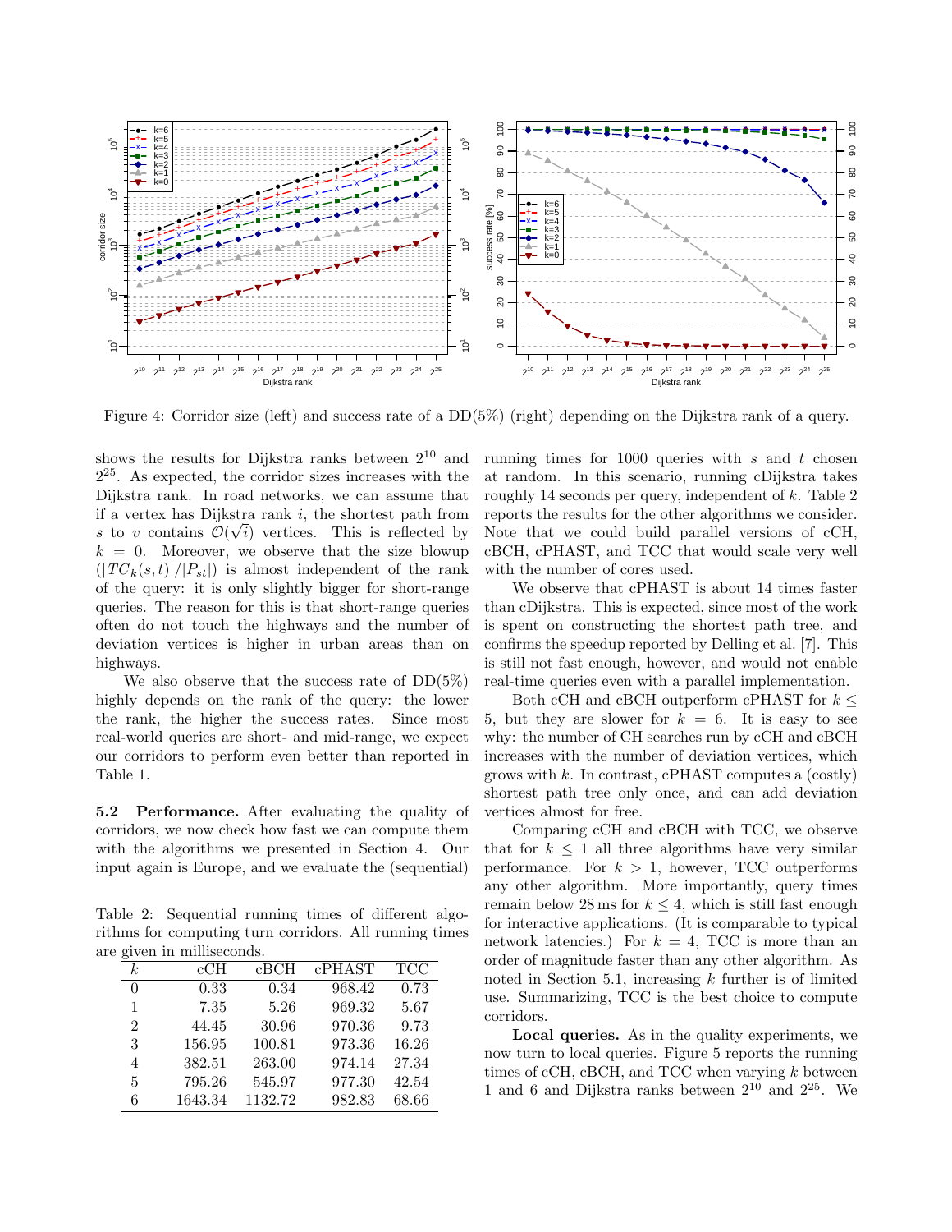Figure 4: Corridor size (left) and success rate of a DD(5%) (right) depending on the Dijkstra rank of a query.

shows the results for Dijkstra ranks between $2^{10}$ and $2^{25}$. As expected, the corridor sizes increases with the Dijkstra rank. In road networks, we can assume that if a vertex has Dijkstra rank $i$, the shortest path from $s$ to $v$ contains $\mathcal{O}(\sqrt{i})$ vertices. This is reflected by $k = 0$. Moreover, we observe that the size blowup ($|TC_k(s,t)|/|P_{st}|$) is almost independent of the rank of the query: it is only slightly bigger for short-range queries. The reason for this is that short-range queries often do not touch the highways and the number of deviation vertices is higher in urban areas than on highways.

We also observe that the success rate of DD(5%) highly depends on the rank of the query: the lower the rank, the higher the success rates. Since most real-world queries are short- and mid-range, we expect our corridors to perform even better than reported in Table 1.

**5.2 Performance.** After evaluating the quality of corridors, we now check how fast we can compute them with the algorithms we presented in Section 4. Our input again is Europe, and we evaluate the (sequential) running times for 1000 queries with $s$ and $t$ chosen at random. In this scenario, running cDijkstra takes roughly 14 seconds per query, independent of $k$. Table 2 reports the results for the other algorithms we consider. Note that we could build parallel versions of cCH, cBCH, cPHAST, and TCC that would scale very well with the number of cores used.

We observe that cPHAST is about 14 times faster than cDijkstra. This is expected, since most of the work is spent on constructing the shortest path tree, and confirms the speedup reported by Delling et al. [7]. This is still not fast enough, however, and would not enable real-time queries even with a parallel implementation.

Both cCH and cBCH outperform cPHAST for $k \leq 5$, but they are slower for $k = 6$. It is easy to see why: the number of CH searches run by cCH and cBCH increases with the number of deviation vertices, which grows with $k$. In contrast, cPHAST computes a (costly) shortest path tree only once, and can add deviation vertices almost for free.

Comparing cCH and cBCH with TCC, we observe that for $k \leq 1$ all three algorithms have very similar performance. For $k > 1$, however, TCC outperforms any other algorithm. More importantly, query times remain below 28 ms for $k \leq 4$, which is still fast enough for interactive applications. (It is comparable to typical network latencies.) For $k = 4$, TCC is more than an order of magnitude faster than any other algorithm. As noted in Section 5.1, increasing $k$ further is of limited use. Summarizing, TCC is the best choice to compute corridors.

Table 2: Sequential running times of different algorithms for computing turn corridors. All running times are given in milliseconds.

| $k$ | cCH | cBCH | cPHAST | TCC |
|---|---|---|---|---|
| 0 | 0.33 | 0.34 | 968.42 | 0.73 |
| 1 | 7.35 | 5.26 | 969.32 | 5.67 |
| 2 | 44.45 | 30.96 | 970.36 | 9.73 |
| 3 | 156.95 | 100.81 | 973.36 | 16.26 |
| 4 | 382.51 | 263.00 | 974.14 | 27.34 |
| 5 | 795.26 | 545.97 | 977.30 | 42.54 |
| 6 | 1643.34 | 1132.72 | 982.83 | 68.66 |

**Local queries.** As in the quality experiments, we now turn to local queries. Figure 5 reports the running times of cCH, cBCH, and TCC when varying $k$ between 1 and 6 and Dijkstra ranks between $2^{10}$ and $2^{25}$. We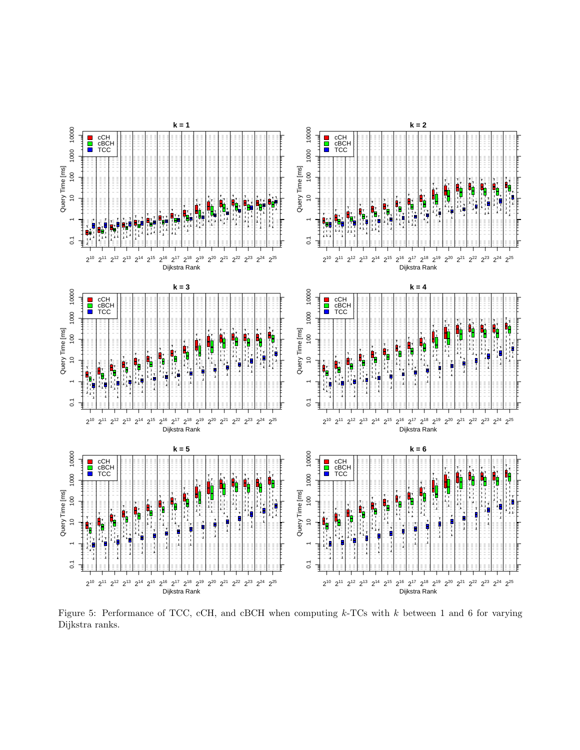Figure 5: Performance of TCC, cCH, and cBCH when computing $k$-TCs with $k$ between 1 and 6 for varying Dijkstra ranks.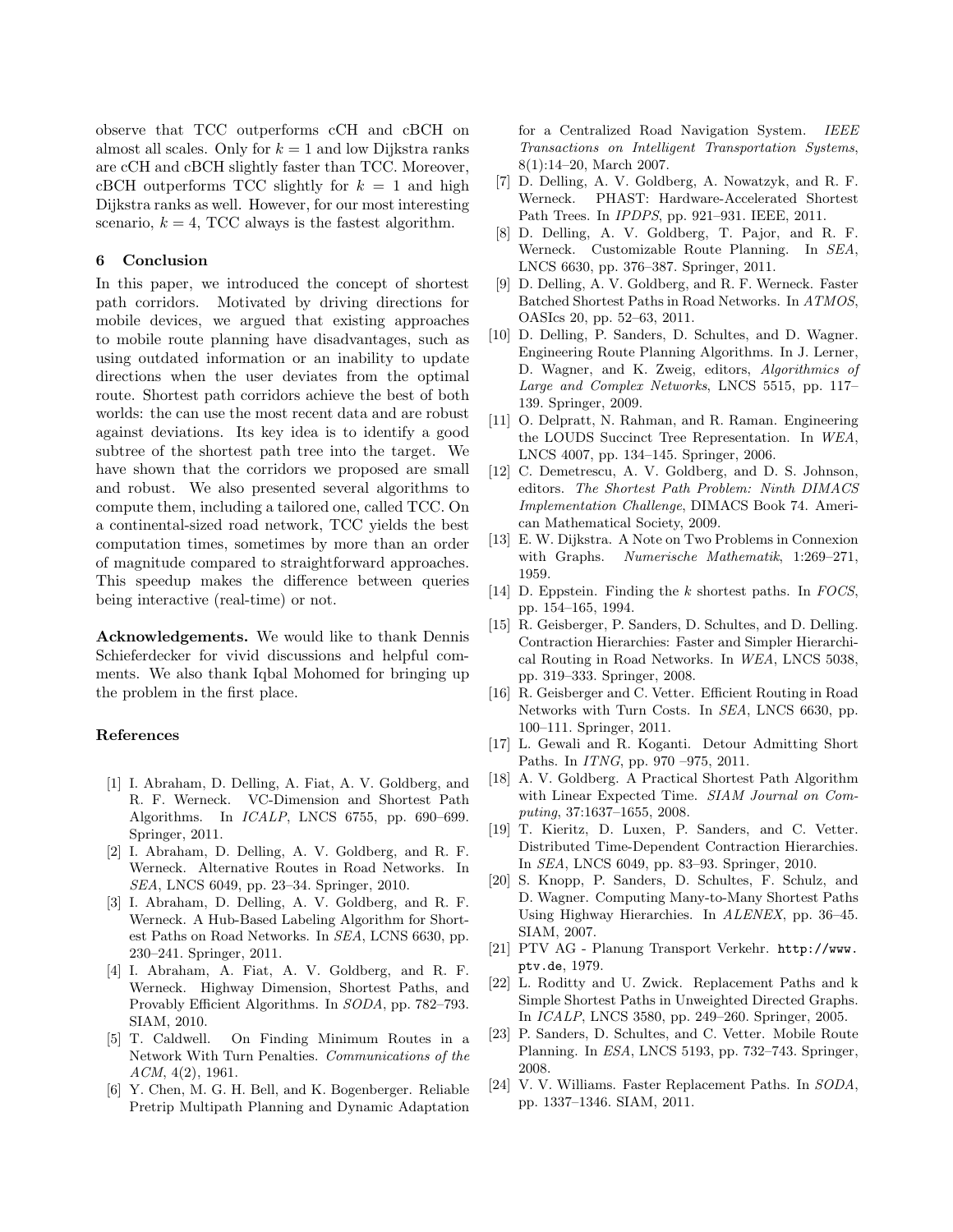observe that TCC outperforms cCH and cBCH on almost all scales. Only for $k = 1$ and low Dijkstra ranks are cCH and cBCH slightly faster than TCC. Moreover, cBCH outperforms TCC slightly for $k = 1$ and high Dijkstra ranks as well. However, for our most interesting scenario, $k = 4$, TCC always is the fastest algorithm.

## 6 Conclusion

In this paper, we introduced the concept of shortest path corridors. Motivated by driving directions for mobile devices, we argued that existing approaches to mobile route planning have disadvantages, such as using outdated information or an inability to update directions when the user deviates from the optimal route. Shortest path corridors achieve the best of both worlds: the can use the most recent data and are robust against deviations. Its key idea is to identify a good subtree of the shortest path tree into the target. We have shown that the corridors we proposed are small and robust. We also presented several algorithms to compute them, including a tailored one, called TCC. On a continental-sized road network, TCC yields the best computation times, sometimes by more than an order of magnitude compared to straightforward approaches. This speedup makes the difference between queries being interactive (real-time) or not.

**Acknowledgements.** We would like to thank Dennis Schieferdecker for vivid discussions and helpful comments. We also thank Iqbal Mohomed for bringing up the problem in the first place.

## References

[1] I. Abraham, D. Delling, A. Fiat, A. V. Goldberg, and R. F. Werneck. VC-Dimension and Shortest Path Algorithms. In *ICALP*, LNCS 6755, pp. 690–699. Springer, 2011.

[2] I. Abraham, D. Delling, A. V. Goldberg, and R. F. Werneck. Alternative Routes in Road Networks. In *SEA*, LNCS 6049, pp. 23–34. Springer, 2010.

[3] I. Abraham, D. Delling, A. V. Goldberg, and R. F. Werneck. A Hub-Based Labeling Algorithm for Shortest Paths on Road Networks. In *SEA*, LCNS 6630, pp. 230–241. Springer, 2011.

[4] I. Abraham, A. Fiat, A. V. Goldberg, and R. F. Werneck. Highway Dimension, Shortest Paths, and Provably Efficient Algorithms. In *SODA*, pp. 782–793. SIAM, 2010.

[5] T. Caldwell. On Finding Minimum Routes in a Network With Turn Penalties. *Communications of the ACM*, 4(2), 1961.

[6] Y. Chen, M. G. H. Bell, and K. Bogenberger. Reliable Pretrip Multipath Planning and Dynamic Adaptation for a Centralized Road Navigation System. *IEEE Transactions on Intelligent Transportation Systems*, 8(1):14–20, March 2007.

[7] D. Delling, A. V. Goldberg, A. Nowatzyk, and R. F. Werneck. PHAST: Hardware-Accelerated Shortest Path Trees. In *IPDPS*, pp. 921–931. IEEE, 2011.

[8] D. Delling, A. V. Goldberg, T. Pajor, and R. F. Werneck. Customizable Route Planning. In *SEA*, LNCS 6630, pp. 376–387. Springer, 2011.

[9] D. Delling, A. V. Goldberg, and R. F. Werneck. Faster Batched Shortest Paths in Road Networks. In *ATMOS*, OASIcs 20, pp. 52–63, 2011.

[10] D. Delling, P. Sanders, D. Schultes, and D. Wagner. Engineering Route Planning Algorithms. In J. Lerner, D. Wagner, and K. Zweig, editors, *Algorithmics of Large and Complex Networks*, LNCS 5515, pp. 117–139. Springer, 2009.

[11] O. Delpratt, N. Rahman, and R. Raman. Engineering the LOUDS Succinct Tree Representation. In *WEA*, LNCS 4007, pp. 134–145. Springer, 2006.

[12] C. Demetrescu, A. V. Goldberg, and D. S. Johnson, editors. *The Shortest Path Problem: Ninth DIMACS Implementation Challenge*, DIMACS Book 74. American Mathematical Society, 2009.

[13] E. W. Dijkstra. A Note on Two Problems in Connexion with Graphs. *Numerische Mathematik*, 1:269–271, 1959.

[14] D. Eppstein. Finding the k shortest paths. In *FOCS*, pp. 154–165, 1994.

[15] R. Geisberger, P. Sanders, D. Schultes, and D. Delling. Contraction Hierarchies: Faster and Simpler Hierarchical Routing in Road Networks. In *WEA*, LNCS 5038, pp. 319–333. Springer, 2008.

[16] R. Geisberger and C. Vetter. Efficient Routing in Road Networks with Turn Costs. In *SEA*, LNCS 6630, pp. 100–111. Springer, 2011.

[17] L. Gewali and R. Koganti. Detour Admitting Short Paths. In *ITNG*, pp. 970 –975, 2011.

[18] A. V. Goldberg. A Practical Shortest Path Algorithm with Linear Expected Time. *SIAM Journal on Computing*, 37:1637–1655, 2008.

[19] T. Kieritz, D. Luxen, P. Sanders, and C. Vetter. Distributed Time-Dependent Contraction Hierarchies. In *SEA*, LNCS 6049, pp. 83–93. Springer, 2010.

[20] S. Knopp, P. Sanders, D. Schultes, F. Schulz, and D. Wagner. Computing Many-to-Many Shortest Paths Using Highway Hierarchies. In *ALENEX*, pp. 36–45. SIAM, 2007.

[21] PTV AG - Planung Transport Verkehr. `http://www.ptv.de`, 1979.

[22] L. Roditty and U. Zwick. Replacement Paths and k Simple Shortest Paths in Unweighted Directed Graphs. In *ICALP*, LNCS 3580, pp. 249–260. Springer, 2005.

[23] P. Sanders, D. Schultes, and C. Vetter. Mobile Route Planning. In *ESA*, LNCS 5193, pp. 732–743. Springer, 2008.

[24] V. V. Williams. Faster Replacement Paths. In *SODA*, pp. 1337–1346. SIAM, 2011.